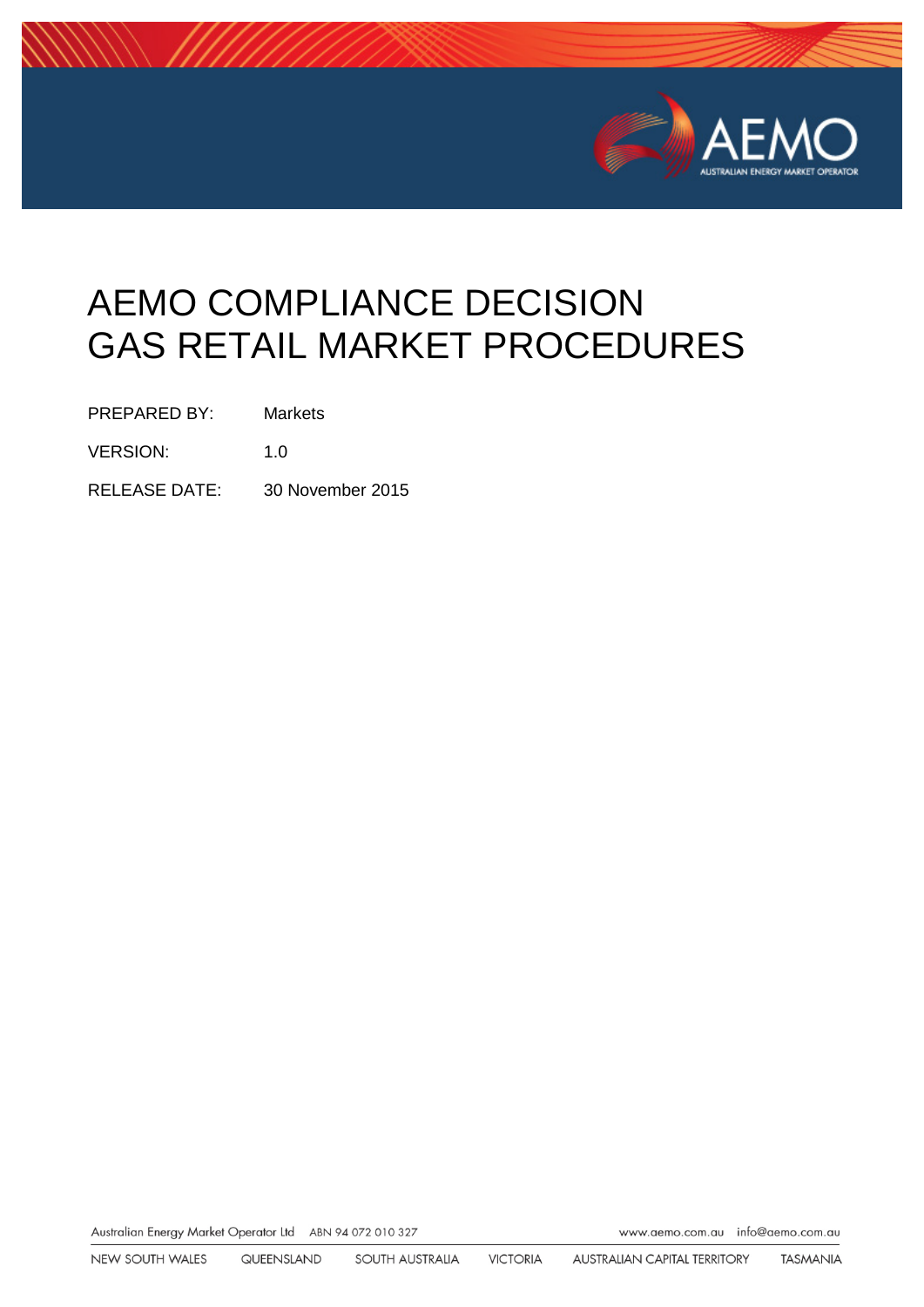# AEMO COMPLIANCE DECISION GAS RETAIL MARKET PROCEDURES

PREPARED BY: Markets

VERSION: 1.0

RELEASE DATE: 30 November 2015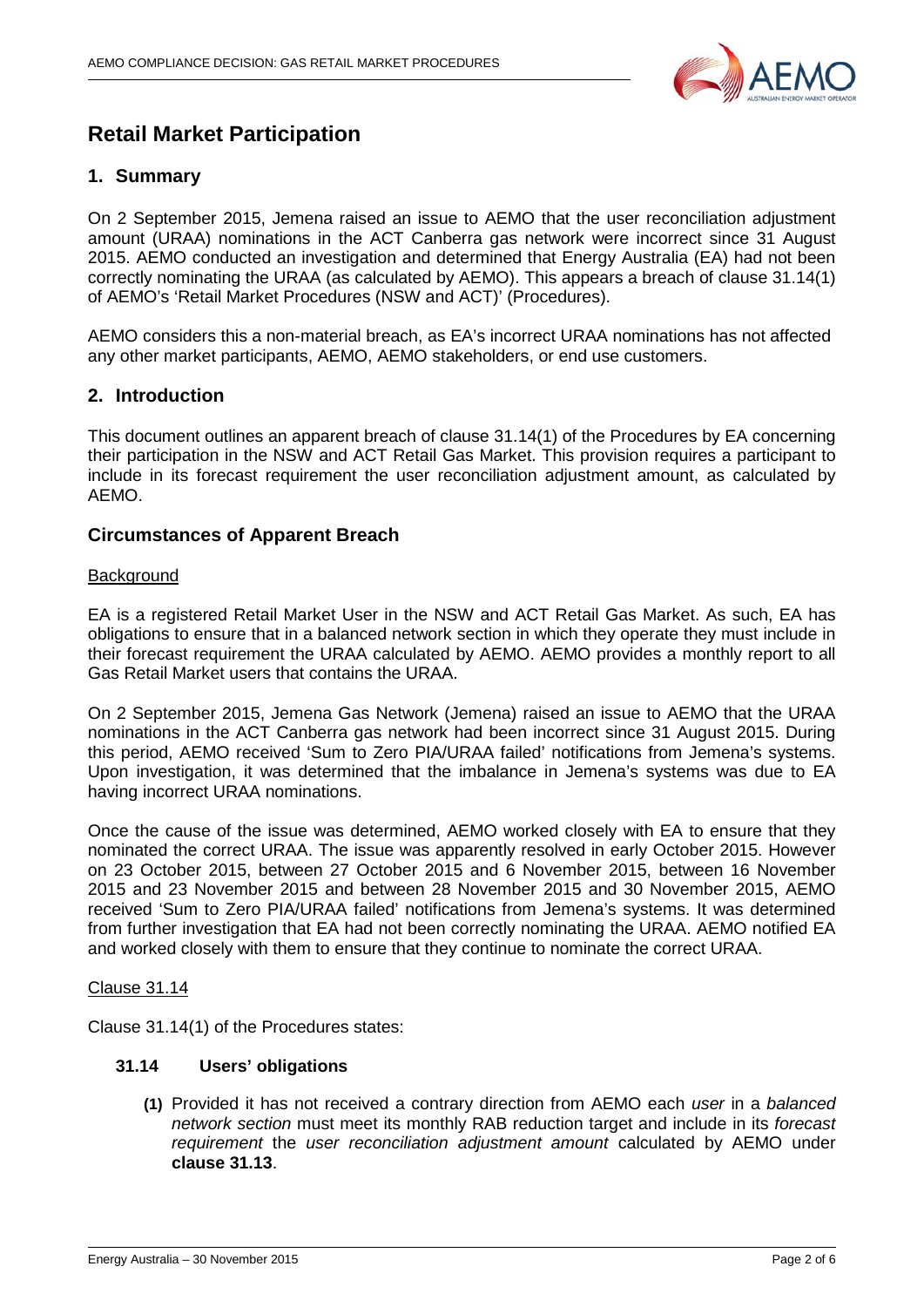# Retail Market Participation

## 1. Summary

On 2 September 2015, Jemena raised an issue to AEMO that the user reconciliation adjustment amount (URAA) nominations in the ACT Canberra gas network were incorrect since 31 August 2015. AEMO conducted an investigation and determined that Energy Australia (EA) had not been correctly nominating the URAA (as calculated by AEMO). This appears a breach of clause 31.14(1) of AEMO's 'Retail Market Procedures (NSW and ACT)' (Procedures).

AEMO considers this a non-material breach, as EA's incorrect URAA nominations has not affected any other market participants, AEMO, AEMO stakeholders, or end use customers.

## 2. Introduction

This document outlines an apparent breach of clause 31.14(1) of the Procedures by EA concerning their participation in the NSW and ACT Retail Gas Market. This provision requires a participant to include in its forecast requirement the user reconciliation adjustment amount, as calculated by AEMO.

## Circumstances of Apparent Breach

Background

EA is a registered Retail Market User in the NSW and ACT Retail Gas Market. As such, EA has obligations to ensure that in a balanced network section in which they operate they must include in their forecast requirement the URAA calculated by AEMO. AEMO provides a monthly report to all Gas Retail Market users that contains the URAA.

On 2 September 2015, Jemena Gas Network (Jemena) raised an issue to AEMO that the URAA nominations in the ACT Canberra gas network had been incorrect since 31 August 2015. During this period, AEMO received 'Sum to Zero PIA/URAA failed' notifications from Jemena's systems. Upon investigation, it was determined that the imbalance in Jemena's systems was due to EA having incorrect URAA nominations.

Once the cause of the issue was determined, AEMO worked closely with EA to ensure that they nominated the correct URAA. The issue was apparently resolved in early October 2015. However on 23 October 2015, between 27 October 2015 and 6 November 2015, between 16 November 2015 and 23 November 2015 and between 28 November 2015 and 30 November 2015, AEMO received 'Sum to Zero PIA/URAA failed' notifications from Jemena's systems. It was determined from further investigation that EA had not been correctly nominating the URAA. AEMO notified EA and worked closely with them to ensure that they continue to nominate the correct URAA.

Clause 31.14

Clause 31.14(1) of the Procedures states:

**31.14 Users' obligations**

**(1)** Provided it has not received a contrary direction from AEMO each *user* in a *balanced network section* must meet its monthly RAB reduction target and include in its *forecast requirement* the *user reconciliation adjustment amount* calculated by AEMO under **clause 31.13**.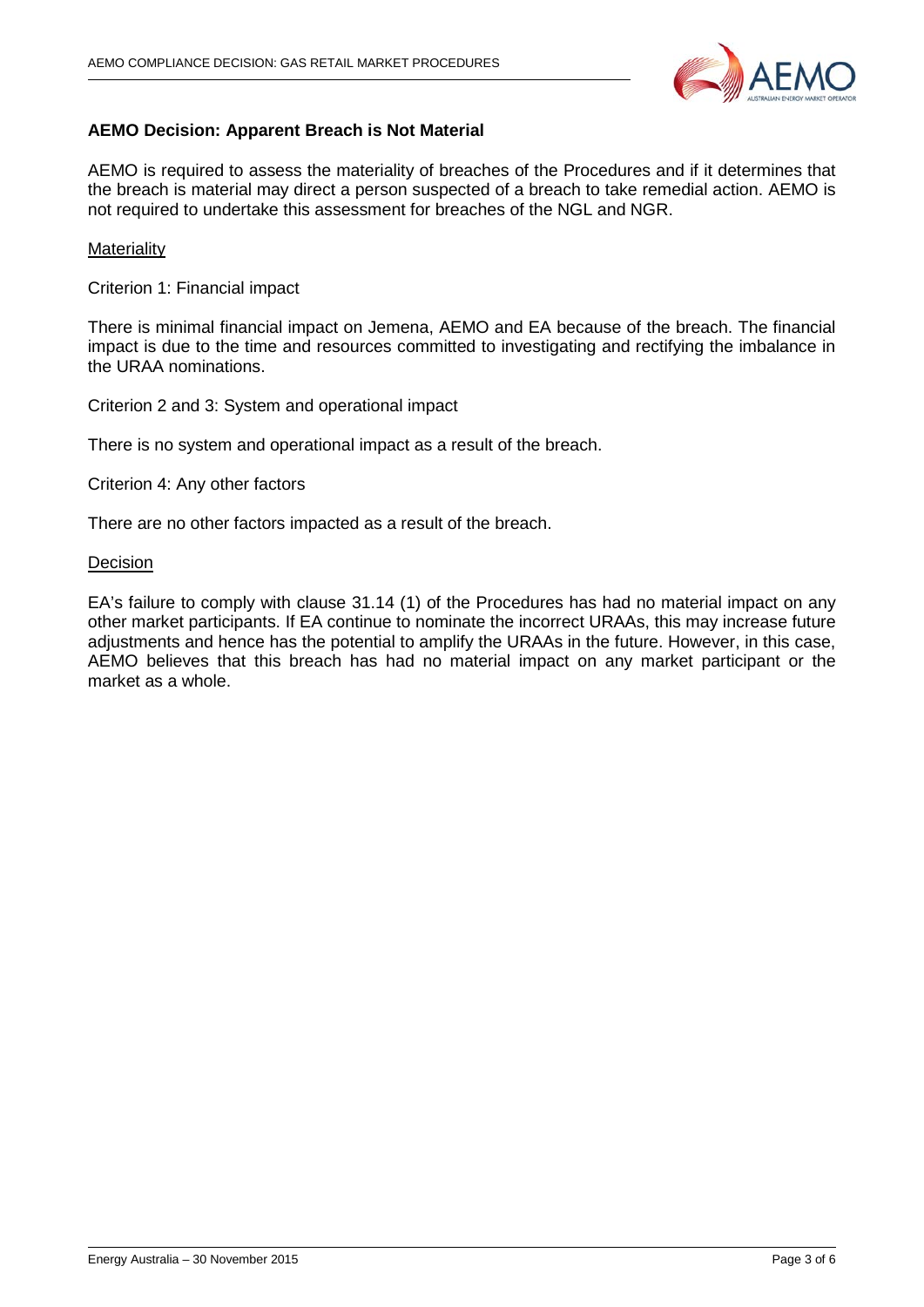### AEMO Decision: Apparent Breach is Not Material

AEMO is required to assess the materiality of breaches of the Procedures and if it determines that the breach is material may direct a person suspected of a breach to take remedial action. AEMO is not required to undertake this assessment for breaches of the NGL and NGR.

Materiality

Criterion 1: Financial impact

There is minimal financial impact on Jemena, AEMO and EA because of the breach. The financial impact is due to the time and resources committed to investigating and rectifying the imbalance in the URAA nominations.

Criterion 2 and 3: System and operational impact

There is no system and operational impact as a result of the breach.

Criterion 4: Any other factors

There are no other factors impacted as a result of the breach.

Decision

EA's failure to comply with clause 31.14 (1) of the Procedures has had no material impact on any other market participants. If EA continue to nominate the incorrect URAAs, this may increase future adjustments and hence has the potential to amplify the URAAs in the future. However, in this case, AEMO believes that this breach has had no material impact on any market participant or the market as a whole.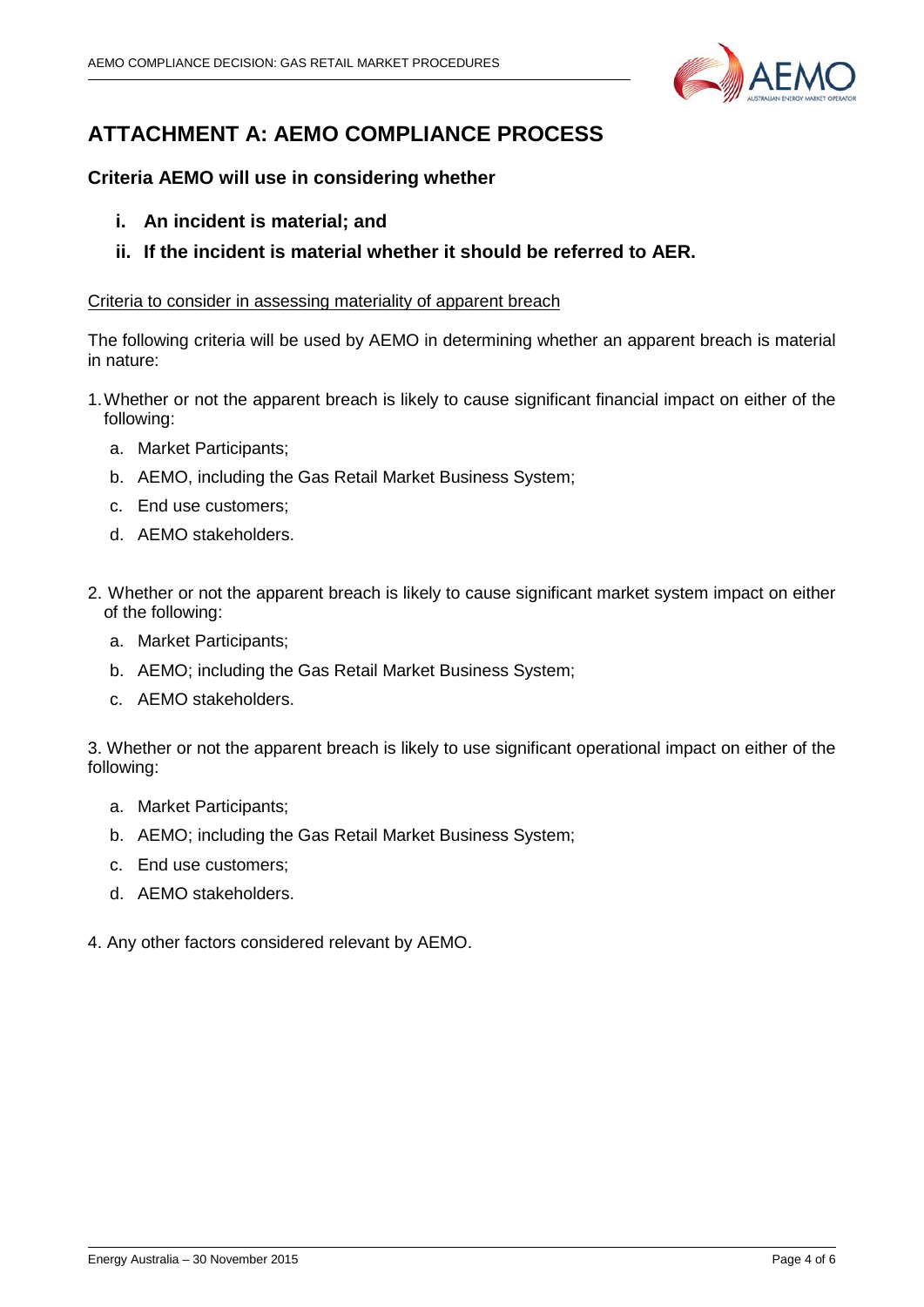# ATTACHMENT A: AEMO COMPLIANCE PROCESS

### Criteria AEMO will use in considering whether

- **i. An incident is material; and**
- **ii. If the incident is material whether it should be referred to AER.**

Criteria to consider in assessing materiality of apparent breach

The following criteria will be used by AEMO in determining whether an apparent breach is material in nature:

1. Whether or not the apparent breach is likely to cause significant financial impact on either of the following:
   - a. Market Participants;
   - b. AEMO, including the Gas Retail Market Business System;
   - c. End use customers;
   - d. AEMO stakeholders.

2. Whether or not the apparent breach is likely to cause significant market system impact on either of the following:
   - a. Market Participants;
   - b. AEMO; including the Gas Retail Market Business System;
   - c. AEMO stakeholders.

3. Whether or not the apparent breach is likely to use significant operational impact on either of the following:
   - a. Market Participants;
   - b. AEMO; including the Gas Retail Market Business System;
   - c. End use customers;
   - d. AEMO stakeholders.

4. Any other factors considered relevant by AEMO.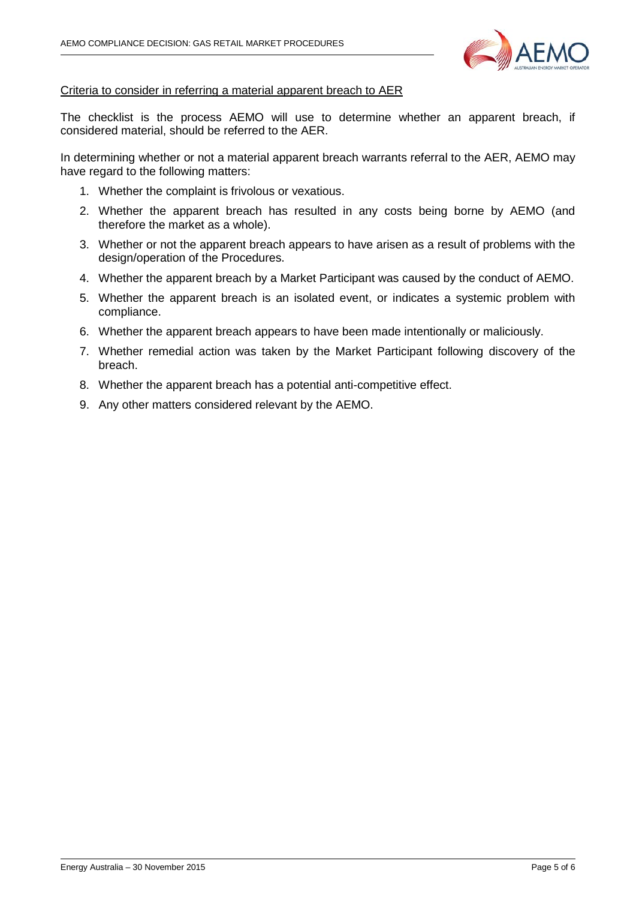Criteria to consider in referring a material apparent breach to AER

The checklist is the process AEMO will use to determine whether an apparent breach, if considered material, should be referred to the AER.

In determining whether or not a material apparent breach warrants referral to the AER, AEMO may have regard to the following matters:

1. Whether the complaint is frivolous or vexatious.
2. Whether the apparent breach has resulted in any costs being borne by AEMO (and therefore the market as a whole).
3. Whether or not the apparent breach appears to have arisen as a result of problems with the design/operation of the Procedures.
4. Whether the apparent breach by a Market Participant was caused by the conduct of AEMO.
5. Whether the apparent breach is an isolated event, or indicates a systemic problem with compliance.
6. Whether the apparent breach appears to have been made intentionally or maliciously.
7. Whether remedial action was taken by the Market Participant following discovery of the breach.
8. Whether the apparent breach has a potential anti-competitive effect.
9. Any other matters considered relevant by the AEMO.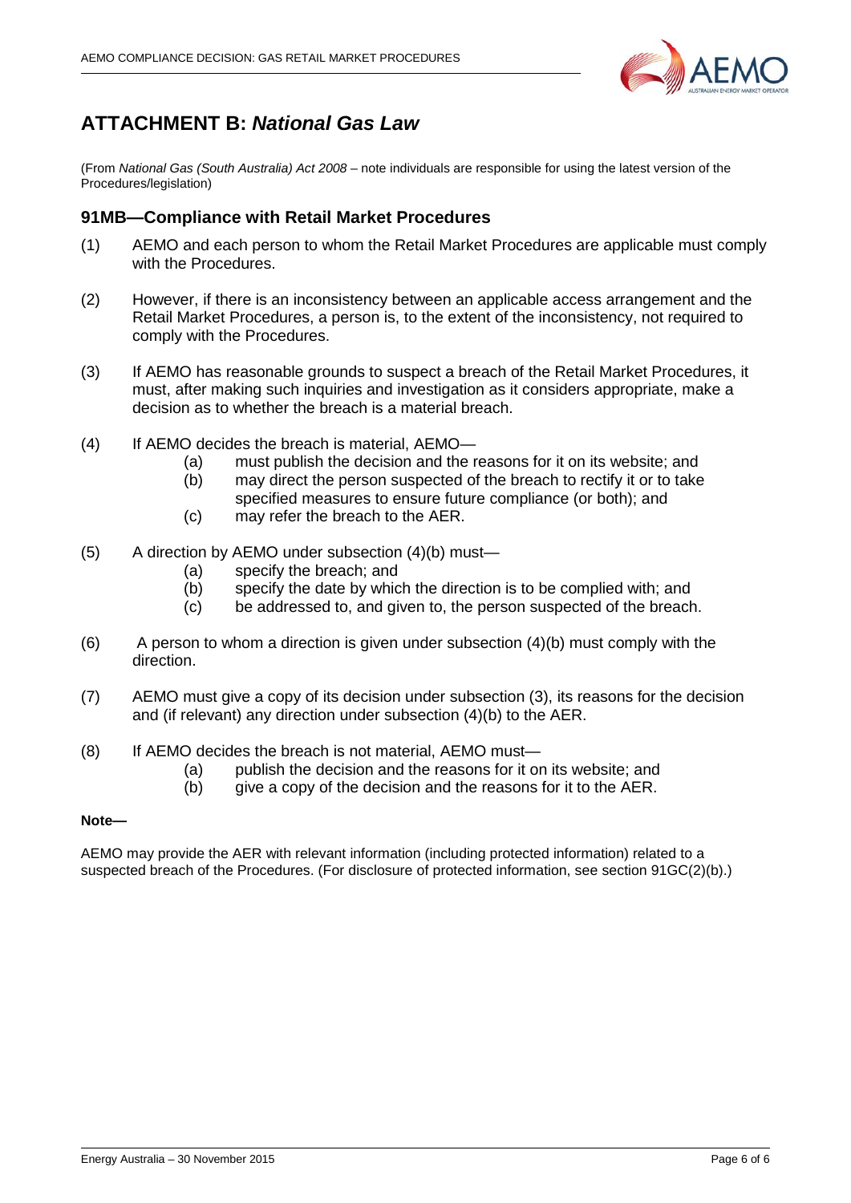# ATTACHMENT B: *National Gas Law*

(From *National Gas (South Australia) Act 2008* – note individuals are responsible for using the latest version of the Procedures/legislation)

## 91MB—Compliance with Retail Market Procedures

(1) AEMO and each person to whom the Retail Market Procedures are applicable must comply with the Procedures.

(2) However, if there is an inconsistency between an applicable access arrangement and the Retail Market Procedures, a person is, to the extent of the inconsistency, not required to comply with the Procedures.

(3) If AEMO has reasonable grounds to suspect a breach of the Retail Market Procedures, it must, after making such inquiries and investigation as it considers appropriate, make a decision as to whether the breach is a material breach.

(4) If AEMO decides the breach is material, AEMO—

  (a) must publish the decision and the reasons for it on its website; and

  (b) may direct the person suspected of the breach to rectify it or to take specified measures to ensure future compliance (or both); and

  (c) may refer the breach to the AER.

(5) A direction by AEMO under subsection (4)(b) must—

  (a) specify the breach; and

  (b) specify the date by which the direction is to be complied with; and

  (c) be addressed to, and given to, the person suspected of the breach.

(6) A person to whom a direction is given under subsection (4)(b) must comply with the direction.

(7) AEMO must give a copy of its decision under subsection (3), its reasons for the decision and (if relevant) any direction under subsection (4)(b) to the AER.

(8) If AEMO decides the breach is not material, AEMO must—

  (a) publish the decision and the reasons for it on its website; and

  (b) give a copy of the decision and the reasons for it to the AER.

**Note—**

AEMO may provide the AER with relevant information (including protected information) related to a suspected breach of the Procedures. (For disclosure of protected information, see section 91GC(2)(b).)